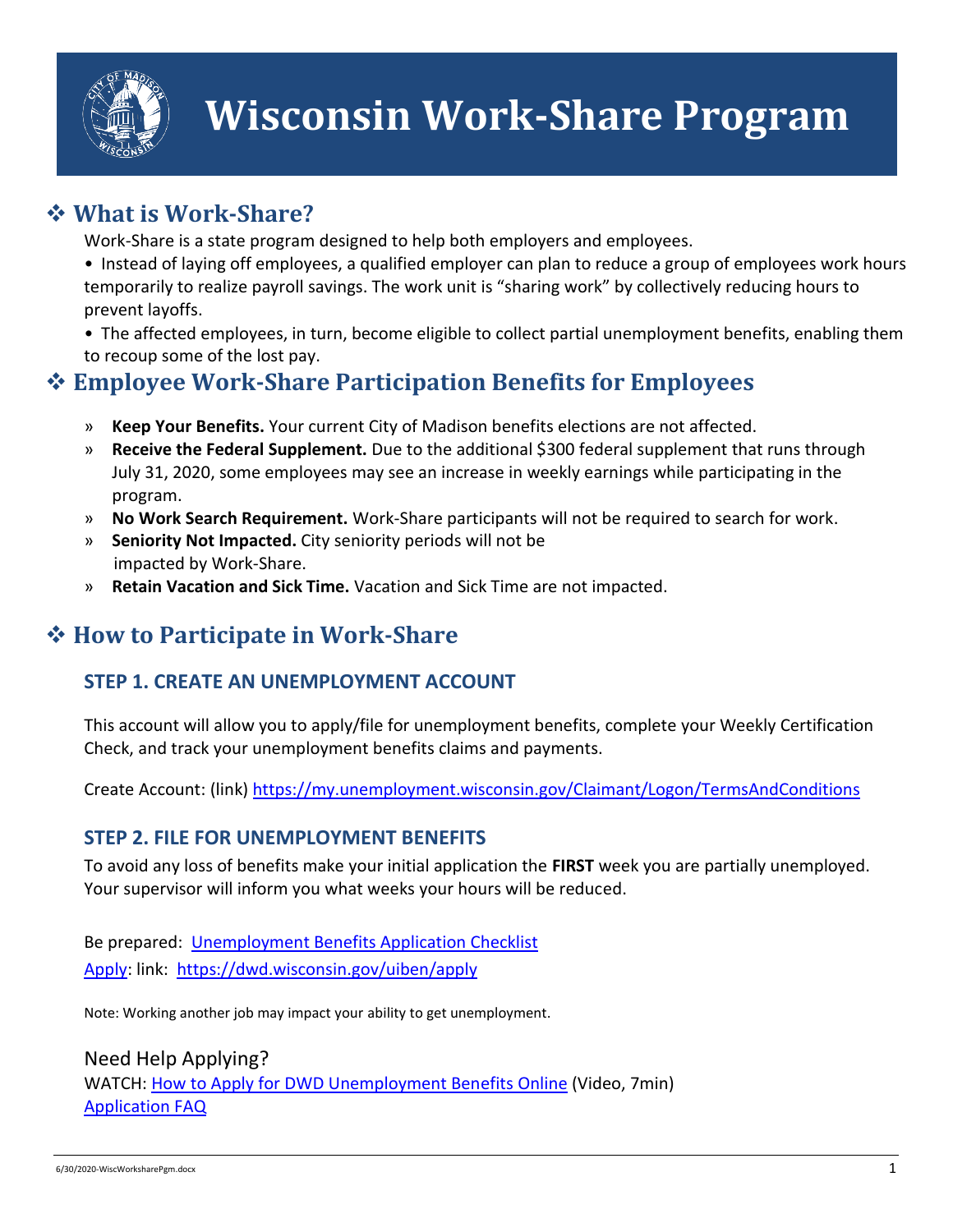# Wisconsin Work-Share Program

## ❖ What is Work-Share?

Work-Share is a state program designed to help both employers and employees.

• Instead of laying off employees, a qualified employer can plan to reduce a group of employees work hours temporarily to realize payroll savings. The work unit is "sharing work" by collectively reducing hours to prevent layoffs.

• The affected employees, in turn, become eligible to collect partial unemployment benefits, enabling them to recoup some of the lost pay.

## ❖ Employee Work-Share Participation Benefits for Employees

» **Keep Your Benefits.** Your current City of Madison benefits elections are not affected.

» **Receive the Federal Supplement.** Due to the additional $300 federal supplement that runs through July 31, 2020, some employees may see an increase in weekly earnings while participating in the program.

» **No Work Search Requirement.** Work-Share participants will not be required to search for work.

» **Seniority Not Impacted.** City seniority periods will not be impacted by Work-Share.

» **Retain Vacation and Sick Time.** Vacation and Sick Time are not impacted.

## ❖ How to Participate in Work-Share

### STEP 1. CREATE AN UNEMPLOYMENT ACCOUNT

This account will allow you to apply/file for unemployment benefits, complete your Weekly Certification Check, and track your unemployment benefits claims and payments.

Create Account: (link) https://my.unemployment.wisconsin.gov/Claimant/Logon/TermsAndConditions

### STEP 2. FILE FOR UNEMPLOYMENT BENEFITS

To avoid any loss of benefits make your initial application the **FIRST** week you are partially unemployed. Your supervisor will inform you what weeks your hours will be reduced.

Be prepared: Unemployment Benefits Application Checklist
Apply: link: https://dwd.wisconsin.gov/uiben/apply

Note: Working another job may impact your ability to get unemployment.

Need Help Applying?
WATCH: How to Apply for DWD Unemployment Benefits Online (Video, 7min)
Application FAQ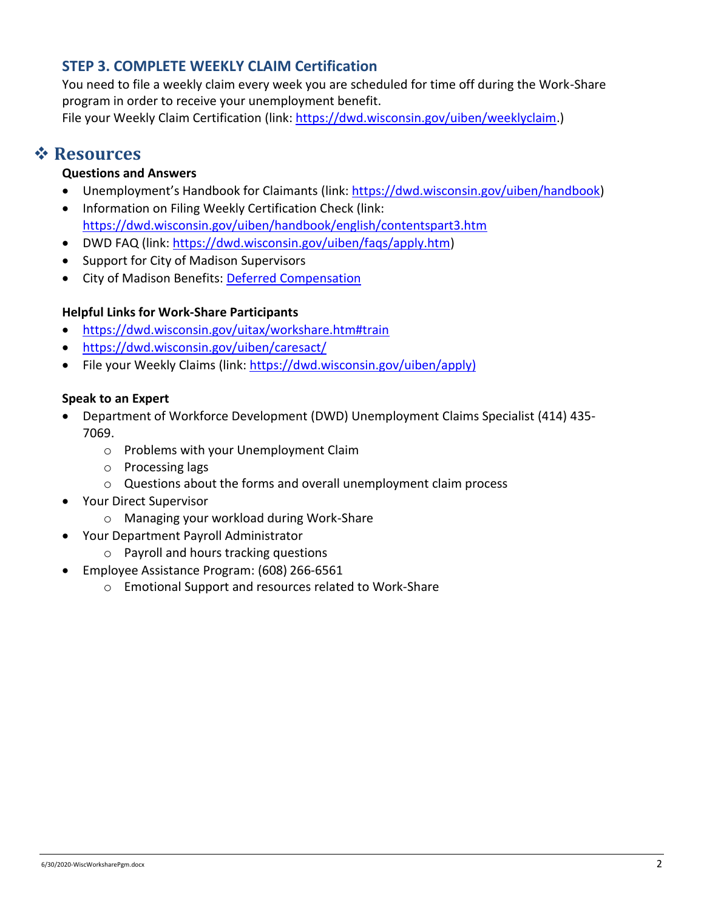### STEP 3. COMPLETE WEEKLY CLAIM Certification

You need to file a weekly claim every week you are scheduled for time off during the Work-Share program in order to receive your unemployment benefit.
File your Weekly Claim Certification (link: https://dwd.wisconsin.gov/uiben/weeklyclaim.)

## ❖ Resources

**Questions and Answers**

- Unemployment's Handbook for Claimants (link: https://dwd.wisconsin.gov/uiben/handbook)
- Information on Filing Weekly Certification Check (link: https://dwd.wisconsin.gov/uiben/handbook/english/contentspart3.htm
- DWD FAQ (link: https://dwd.wisconsin.gov/uiben/faqs/apply.htm)
- Support for City of Madison Supervisors
- City of Madison Benefits: Deferred Compensation

**Helpful Links for Work-Share Participants**

- https://dwd.wisconsin.gov/uitax/workshare.htm#train
- https://dwd.wisconsin.gov/uiben/caresact/
- File your Weekly Claims (link: https://dwd.wisconsin.gov/uiben/apply)

**Speak to an Expert**

- Department of Workforce Development (DWD) Unemployment Claims Specialist (414) 435-7069.
  - Problems with your Unemployment Claim
  - Processing lags
  - Questions about the forms and overall unemployment claim process
- Your Direct Supervisor
  - Managing your workload during Work-Share
- Your Department Payroll Administrator
  - Payroll and hours tracking questions
- Employee Assistance Program: (608) 266-6561
  - Emotional Support and resources related to Work-Share